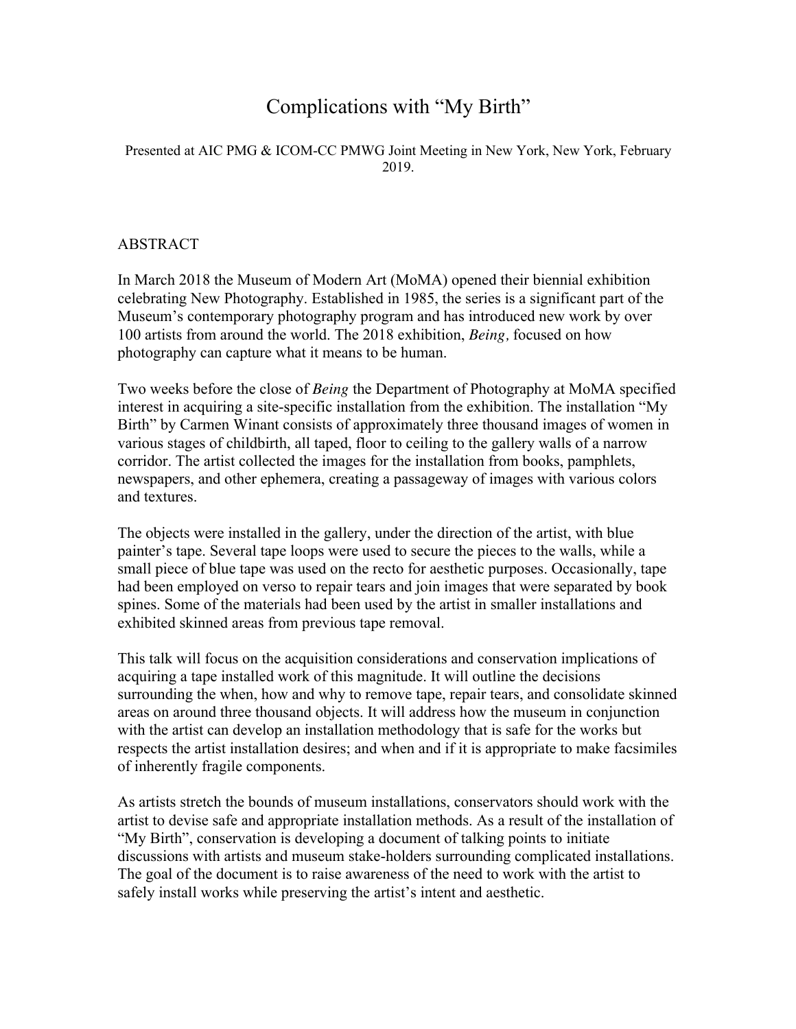# Complications with "My Birth"

Presented at AIC PMG & ICOM-CC PMWG Joint Meeting in New York, New York, February 2019.

## ABSTRACT

In March 2018 the Museum of Modern Art (MoMA) opened their biennial exhibition celebrating New Photography. Established in 1985, the series is a significant part of the Museum's contemporary photography program and has introduced new work by over 100 artists from around the world. The 2018 exhibition, *Being,* focused on how photography can capture what it means to be human.

Two weeks before the close of *Being* the Department of Photography at MoMA specified interest in acquiring a site-specific installation from the exhibition. The installation "My Birth" by Carmen Winant consists of approximately three thousand images of women in various stages of childbirth, all taped, floor to ceiling to the gallery walls of a narrow corridor. The artist collected the images for the installation from books, pamphlets, newspapers, and other ephemera, creating a passageway of images with various colors and textures.

The objects were installed in the gallery, under the direction of the artist, with blue painter's tape. Several tape loops were used to secure the pieces to the walls, while a small piece of blue tape was used on the recto for aesthetic purposes. Occasionally, tape had been employed on verso to repair tears and join images that were separated by book spines. Some of the materials had been used by the artist in smaller installations and exhibited skinned areas from previous tape removal.

This talk will focus on the acquisition considerations and conservation implications of acquiring a tape installed work of this magnitude. It will outline the decisions surrounding the when, how and why to remove tape, repair tears, and consolidate skinned areas on around three thousand objects. It will address how the museum in conjunction with the artist can develop an installation methodology that is safe for the works but respects the artist installation desires; and when and if it is appropriate to make facsimiles of inherently fragile components.

As artists stretch the bounds of museum installations, conservators should work with the artist to devise safe and appropriate installation methods. As a result of the installation of "My Birth", conservation is developing a document of talking points to initiate discussions with artists and museum stake-holders surrounding complicated installations. The goal of the document is to raise awareness of the need to work with the artist to safely install works while preserving the artist's intent and aesthetic.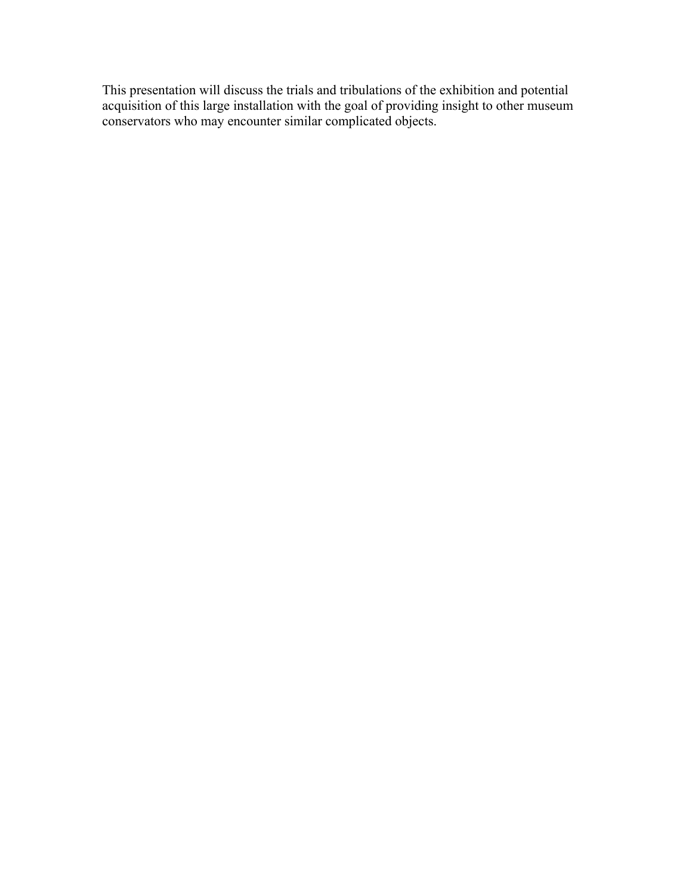This presentation will discuss the trials and tribulations of the exhibition and potential acquisition of this large installation with the goal of providing insight to other museum conservators who may encounter similar complicated objects.